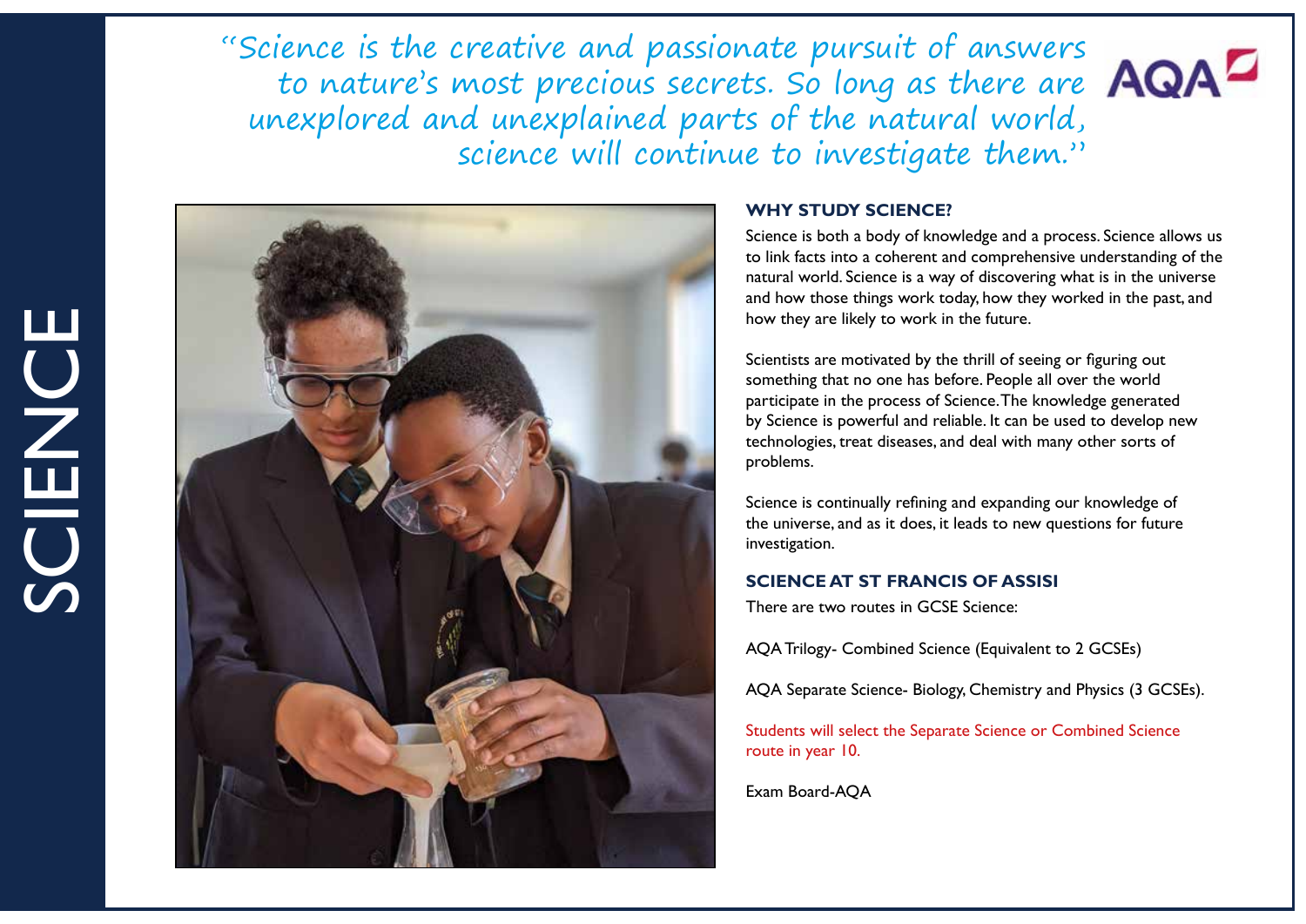# SCIENCE

*"Science is the creative and passionate pursuit of answers to nature's most precious secrets. So long as there are unexplored and unexplained parts of the natural world, science will continue to investigate them."*

AQA

## WHY STUDY SCIENCE?

Science is both a body of knowledge and a process. Science allows us to link facts into a coherent and comprehensive understanding of the natural world. Science is a way of discovering what is in the universe and how those things work today, how they worked in the past, and how they are likely to work in the future.

Scientists are motivated by the thrill of seeing or figuring out something that no one has before. People all over the world participate in the process of Science. The knowledge generated by Science is powerful and reliable. It can be used to develop new technologies, treat diseases, and deal with many other sorts of problems.

Science is continually refining and expanding our knowledge of the universe, and as it does, it leads to new questions for future investigation.

## SCIENCE AT ST FRANCIS OF ASSISI

There are two routes in GCSE Science:

AQA Trilogy- Combined Science (Equivalent to 2 GCSEs)

AQA Separate Science- Biology, Chemistry and Physics (3 GCSEs).

Students will select the Separate Science or Combined Science route in year 10.

Exam Board-AQA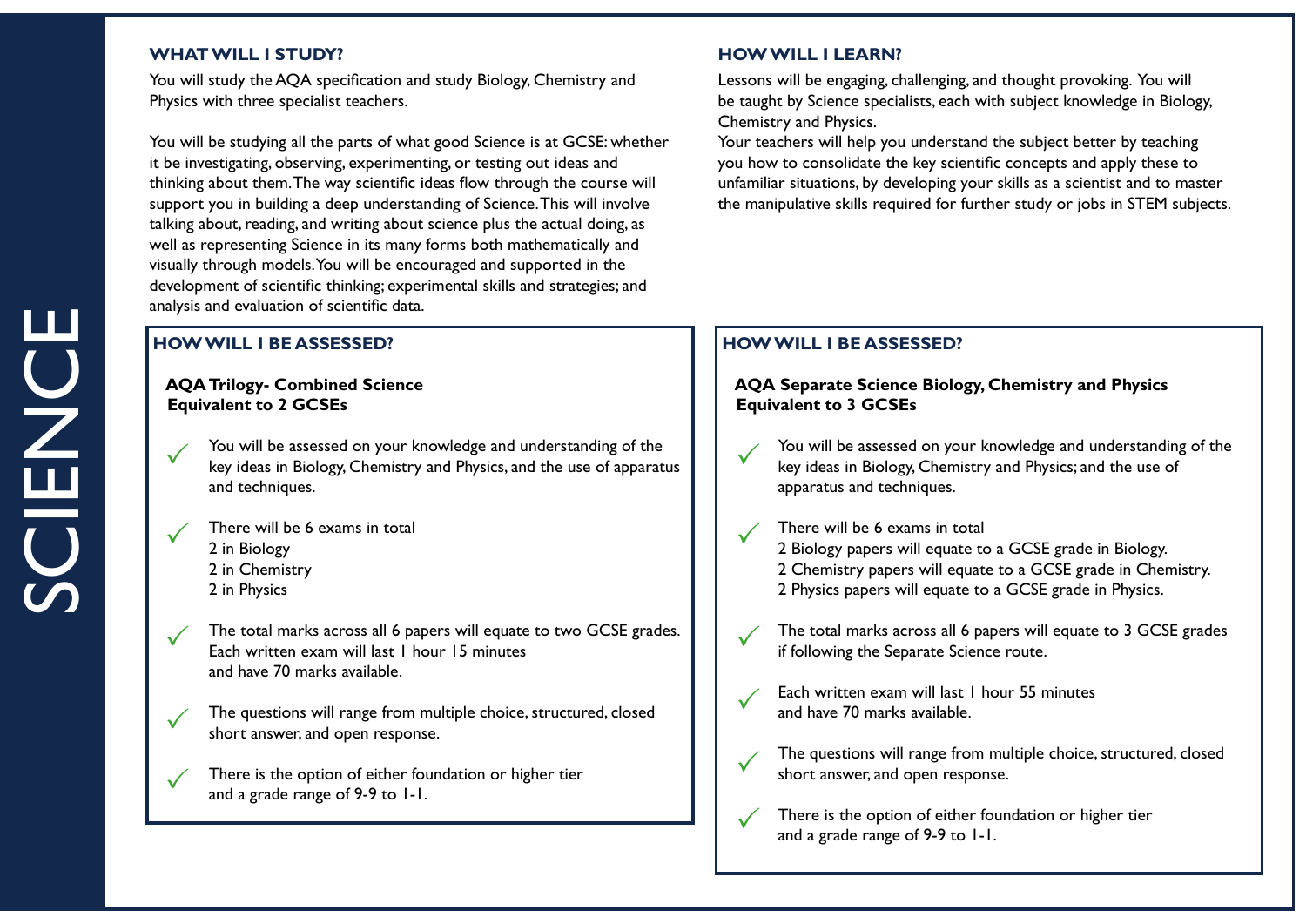# SCIENCE

## WHAT WILL I STUDY?

You will study the AQA specification and study Biology, Chemistry and Physics with three specialist teachers.

You will be studying all the parts of what good Science is at GCSE: whether it be investigating, observing, experimenting, or testing out ideas and thinking about them. The way scientific ideas flow through the course will support you in building a deep understanding of Science. This will involve talking about, reading, and writing about science plus the actual doing, as well as representing Science in its many forms both mathematically and visually through models. You will be encouraged and supported in the development of scientific thinking; experimental skills and strategies; and analysis and evaluation of scientific data.

## HOW WILL I LEARN?

Lessons will be engaging, challenging, and thought provoking. You will be taught by Science specialists, each with subject knowledge in Biology, Chemistry and Physics.

Your teachers will help you understand the subject better by teaching you how to consolidate the key scientific concepts and apply these to unfamiliar situations, by developing your skills as a scientist and to master the manipulative skills required for further study or jobs in STEM subjects.

## HOW WILL I BE ASSESSED?

**AQA Trilogy- Combined Science**
**Equivalent to 2 GCSEs**

- ✓ You will be assessed on your knowledge and understanding of the key ideas in Biology, Chemistry and Physics, and the use of apparatus and techniques.
- ✓ There will be 6 exams in total
  2 in Biology
  2 in Chemistry
  2 in Physics
- ✓ The total marks across all 6 papers will equate to two GCSE grades. Each written exam will last 1 hour 15 minutes and have 70 marks available.
- ✓ The questions will range from multiple choice, structured, closed short answer, and open response.
- ✓ There is the option of either foundation or higher tier and a grade range of 9-9 to 1-1.

## HOW WILL I BE ASSESSED?

**AQA Separate Science Biology, Chemistry and Physics**
**Equivalent to 3 GCSEs**

- ✓ You will be assessed on your knowledge and understanding of the key ideas in Biology, Chemistry and Physics; and the use of apparatus and techniques.
- ✓ There will be 6 exams in total
  2 Biology papers will equate to a GCSE grade in Biology.
  2 Chemistry papers will equate to a GCSE grade in Chemistry.
  2 Physics papers will equate to a GCSE grade in Physics.
- ✓ The total marks across all 6 papers will equate to 3 GCSE grades if following the Separate Science route.
- ✓ Each written exam will last 1 hour 55 minutes and have 70 marks available.
- ✓ The questions will range from multiple choice, structured, closed short answer, and open response.
- ✓ There is the option of either foundation or higher tier and a grade range of 9-9 to 1-1.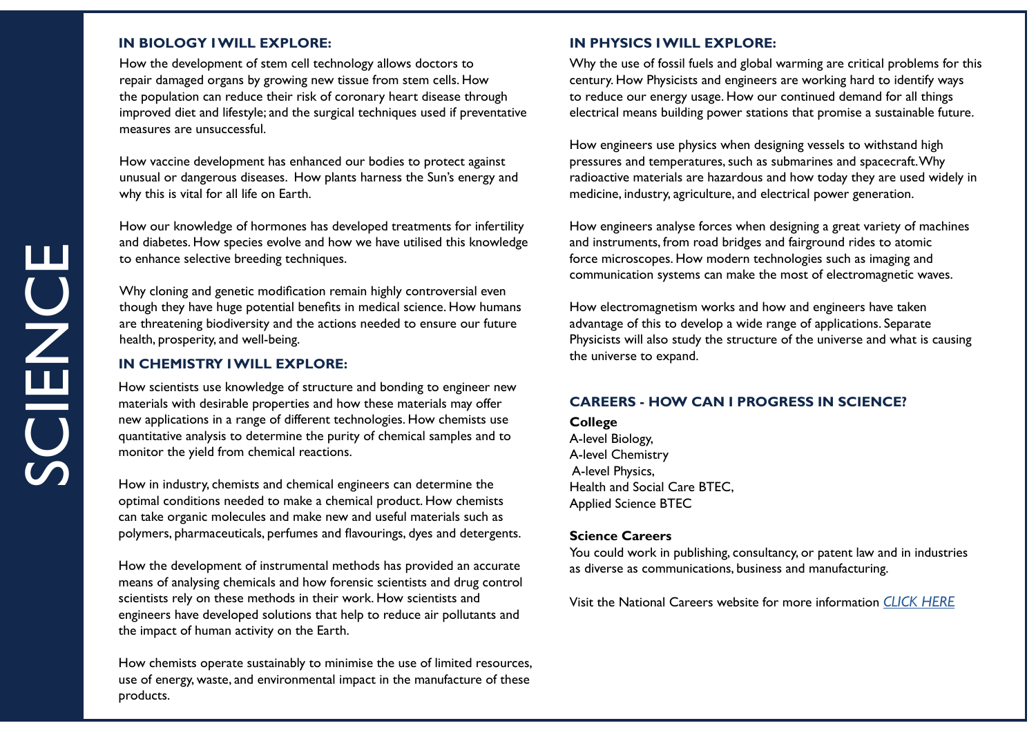# SCIENCE

## IN BIOLOGY I WILL EXPLORE:

How the development of stem cell technology allows doctors to repair damaged organs by growing new tissue from stem cells. How the population can reduce their risk of coronary heart disease through improved diet and lifestyle; and the surgical techniques used if preventative measures are unsuccessful.

How vaccine development has enhanced our bodies to protect against unusual or dangerous diseases. How plants harness the Sun's energy and why this is vital for all life on Earth.

How our knowledge of hormones has developed treatments for infertility and diabetes. How species evolve and how we have utilised this knowledge to enhance selective breeding techniques.

Why cloning and genetic modification remain highly controversial even though they have huge potential benefits in medical science. How humans are threatening biodiversity and the actions needed to ensure our future health, prosperity, and well-being.

## IN CHEMISTRY I WILL EXPLORE:

How scientists use knowledge of structure and bonding to engineer new materials with desirable properties and how these materials may offer new applications in a range of different technologies. How chemists use quantitative analysis to determine the purity of chemical samples and to monitor the yield from chemical reactions.

How in industry, chemists and chemical engineers can determine the optimal conditions needed to make a chemical product. How chemists can take organic molecules and make new and useful materials such as polymers, pharmaceuticals, perfumes and flavourings, dyes and detergents.

How the development of instrumental methods has provided an accurate means of analysing chemicals and how forensic scientists and drug control scientists rely on these methods in their work. How scientists and engineers have developed solutions that help to reduce air pollutants and the impact of human activity on the Earth.

How chemists operate sustainably to minimise the use of limited resources, use of energy, waste, and environmental impact in the manufacture of these products.

## IN PHYSICS I WILL EXPLORE:

Why the use of fossil fuels and global warming are critical problems for this century. How Physicists and engineers are working hard to identify ways to reduce our energy usage. How our continued demand for all things electrical means building power stations that promise a sustainable future.

How engineers use physics when designing vessels to withstand high pressures and temperatures, such as submarines and spacecraft. Why radioactive materials are hazardous and how today they are used widely in medicine, industry, agriculture, and electrical power generation.

How engineers analyse forces when designing a great variety of machines and instruments, from road bridges and fairground rides to atomic force microscopes. How modern technologies such as imaging and communication systems can make the most of electromagnetic waves.

How electromagnetism works and how and engineers have taken advantage of this to develop a wide range of applications. Separate Physicists will also study the structure of the universe and what is causing the universe to expand.

## CAREERS - HOW CAN I PROGRESS IN SCIENCE?

**College**

A-level Biology,
A-level Chemistry
A-level Physics,
Health and Social Care BTEC,
Applied Science BTEC

**Science Careers**

You could work in publishing, consultancy, or patent law and in industries as diverse as communications, business and manufacturing.

Visit the National Careers website for more information *CLICK HERE*